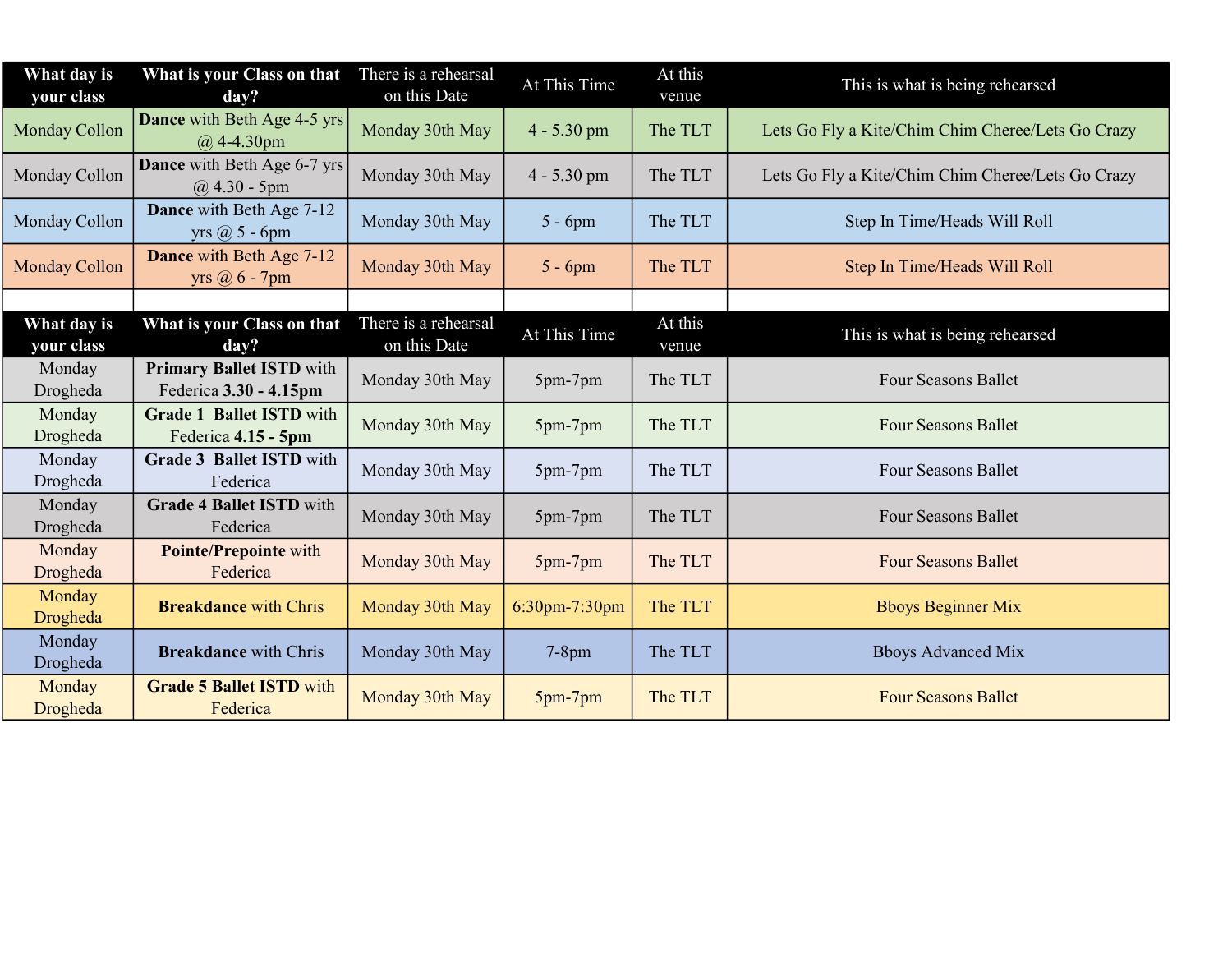| What day is your class | What is your Class on that day? | There is a rehearsal on this Date | At This Time | At this venue | This is what is being rehearsed |
|---|---|---|---|---|---|
| Monday Collon | **Dance** with Beth Age 4-5 yrs @ 4-4.30pm | Monday 30th May | 4 - 5.30 pm | The TLT | Lets Go Fly a Kite/Chim Chim Cheree/Lets Go Crazy |
| Monday Collon | **Dance** with Beth Age 6-7 yrs @ 4.30 - 5pm | Monday 30th May | 4 - 5.30 pm | The TLT | Lets Go Fly a Kite/Chim Chim Cheree/Lets Go Crazy |
| Monday Collon | **Dance** with Beth Age 7-12 yrs @ 5 - 6pm | Monday 30th May | 5 - 6pm | The TLT | Step In Time/Heads Will Roll |
| Monday Collon | **Dance** with Beth Age 7-12 yrs @ 6 - 7pm | Monday 30th May | 5 - 6pm | The TLT | Step In Time/Heads Will Roll |

| What day is your class | What is your Class on that day? | There is a rehearsal on this Date | At This Time | At this venue | This is what is being rehearsed |
|---|---|---|---|---|---|
| Monday Drogheda | **Primary Ballet ISTD** with Federica **3.30 - 4.15pm** | Monday 30th May | 5pm-7pm | The TLT | Four Seasons Ballet |
| Monday Drogheda | **Grade 1 Ballet ISTD** with Federica **4.15 - 5pm** | Monday 30th May | 5pm-7pm | The TLT | Four Seasons Ballet |
| Monday Drogheda | **Grade 3 Ballet ISTD** with Federica | Monday 30th May | 5pm-7pm | The TLT | Four Seasons Ballet |
| Monday Drogheda | **Grade 4 Ballet ISTD** with Federica | Monday 30th May | 5pm-7pm | The TLT | Four Seasons Ballet |
| Monday Drogheda | **Pointe/Prepointe** with Federica | Monday 30th May | 5pm-7pm | The TLT | Four Seasons Ballet |
| Monday Drogheda | **Breakdance** with Chris | Monday 30th May | 6:30pm-7:30pm | The TLT | Bboys Beginner Mix |
| Monday Drogheda | **Breakdance** with Chris | Monday 30th May | 7-8pm | The TLT | Bboys Advanced Mix |
| Monday Drogheda | **Grade 5 Ballet ISTD** with Federica | Monday 30th May | 5pm-7pm | The TLT | Four Seasons Ballet |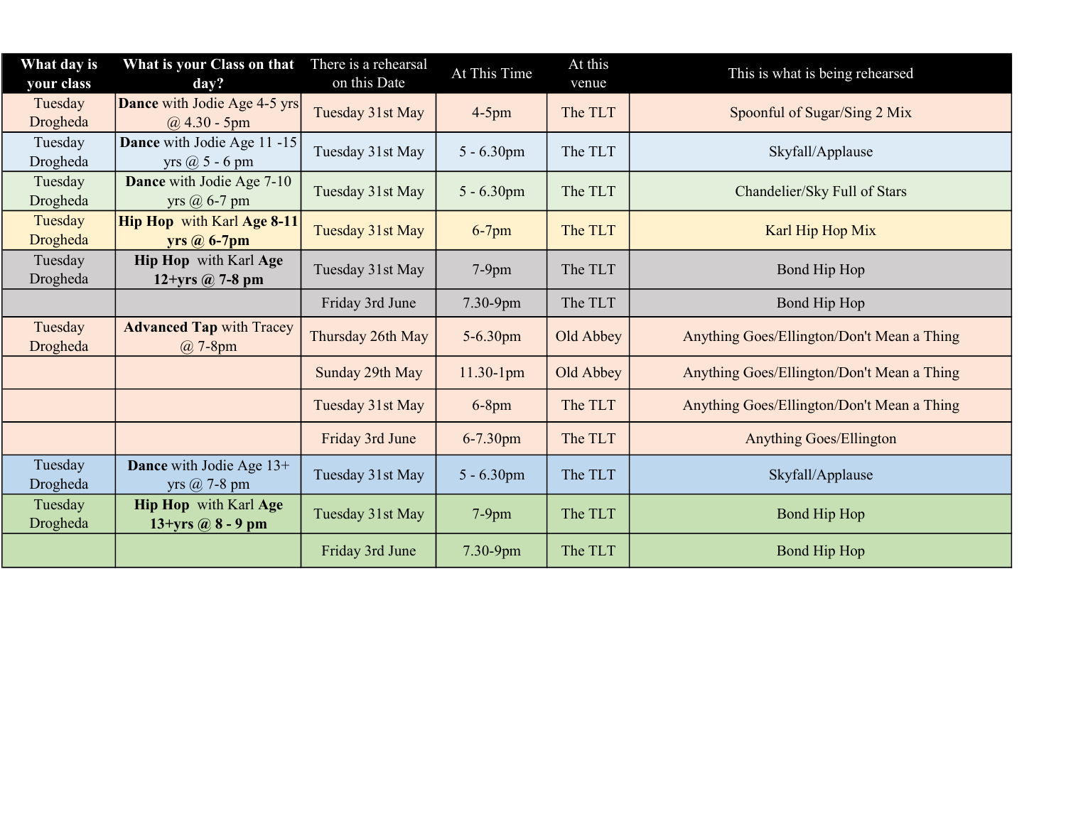| What day is your class | What is your Class on that day? | There is a rehearsal on this Date | At This Time | At this venue | This is what is being rehearsed |
|---|---|---|---|---|---|
| Tuesday Drogheda | **Dance** with Jodie Age 4-5 yrs @ 4.30 - 5pm | Tuesday 31st May | 4-5pm | The TLT | Spoonful of Sugar/Sing 2 Mix |
| Tuesday Drogheda | **Dance** with Jodie Age 11 -15 yrs @ 5 - 6 pm | Tuesday 31st May | 5 - 6.30pm | The TLT | Skyfall/Applause |
| Tuesday Drogheda | **Dance** with Jodie Age 7-10 yrs @ 6-7 pm | Tuesday 31st May | 5 - 6.30pm | The TLT | Chandelier/Sky Full of Stars |
| Tuesday Drogheda | **Hip Hop** with Karl **Age 8-11 yrs @ 6-7pm** | Tuesday 31st May | 6-7pm | The TLT | Karl Hip Hop Mix |
| Tuesday Drogheda | **Hip Hop** with Karl **Age 12+yrs @ 7-8 pm** | Tuesday 31st May | 7-9pm | The TLT | Bond Hip Hop |
| | | Friday 3rd June | 7.30-9pm | The TLT | Bond Hip Hop |
| Tuesday Drogheda | **Advanced Tap** with Tracey @ 7-8pm | Thursday 26th May | 5-6.30pm | Old Abbey | Anything Goes/Ellington/Don't Mean a Thing |
| | | Sunday 29th May | 11.30-1pm | Old Abbey | Anything Goes/Ellington/Don't Mean a Thing |
| | | Tuesday 31st May | 6-8pm | The TLT | Anything Goes/Ellington/Don't Mean a Thing |
| | | Friday 3rd June | 6-7.30pm | The TLT | Anything Goes/Ellington |
| Tuesday Drogheda | **Dance** with Jodie Age 13+ yrs @ 7-8 pm | Tuesday 31st May | 5 - 6.30pm | The TLT | Skyfall/Applause |
| Tuesday Drogheda | **Hip Hop** with Karl **Age 13+yrs @ 8 - 9 pm** | Tuesday 31st May | 7-9pm | The TLT | Bond Hip Hop |
| | | Friday 3rd June | 7.30-9pm | The TLT | Bond Hip Hop |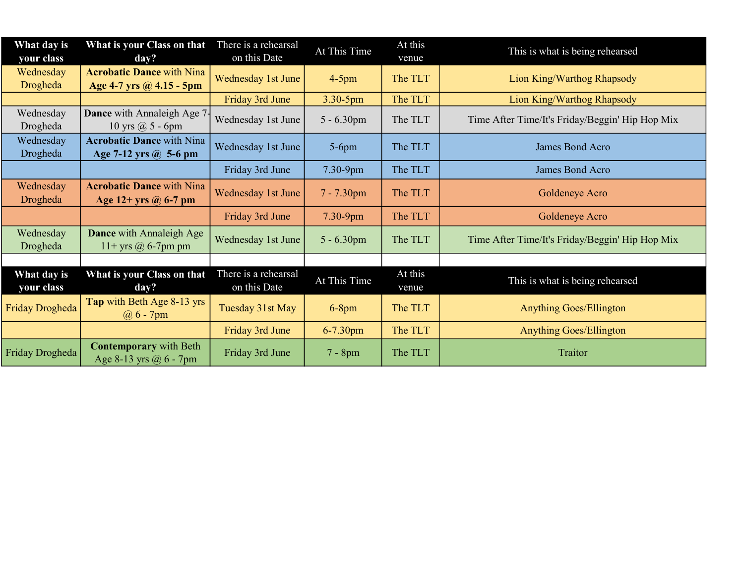| What day is your class | What is your Class on that day? | There is a rehearsal on this Date | At This Time | At this venue | This is what is being rehearsed |
|---|---|---|---|---|---|
| Wednesday Drogheda | **Acrobatic Dance** with Nina **Age 4-7 yrs @ 4.15 - 5pm** | Wednesday 1st June | 4-5pm | The TLT | Lion King/Warthog Rhapsody |
| | | Friday 3rd June | 3.30-5pm | The TLT | Lion King/Warthog Rhapsody |
| Wednesday Drogheda | **Dance** with Annaleigh Age 7-10 yrs @ 5 - 6pm | Wednesday 1st June | 5 - 6.30pm | The TLT | Time After Time/It's Friday/Beggin' Hip Hop Mix |
| Wednesday Drogheda | **Acrobatic Dance** with Nina **Age 7-12 yrs @ 5-6 pm** | Wednesday 1st June | 5-6pm | The TLT | James Bond Acro |
| | | Friday 3rd June | 7.30-9pm | The TLT | James Bond Acro |
| Wednesday Drogheda | **Acrobatic Dance** with Nina **Age 12+ yrs @ 6-7 pm** | Wednesday 1st June | 7 - 7.30pm | The TLT | Goldeneye Acro |
| | | Friday 3rd June | 7.30-9pm | The TLT | Goldeneye Acro |
| Wednesday Drogheda | **Dance** with Annaleigh Age 11+ yrs @ 6-7pm pm | Wednesday 1st June | 5 - 6.30pm | The TLT | Time After Time/It's Friday/Beggin' Hip Hop Mix |

| What day is your class | What is your Class on that day? | There is a rehearsal on this Date | At This Time | At this venue | This is what is being rehearsed |
|---|---|---|---|---|---|
| Friday Drogheda | **Tap** with Beth Age 8-13 yrs @ 6 - 7pm | Tuesday 31st May | 6-8pm | The TLT | Anything Goes/Ellington |
| | | Friday 3rd June | 6-7.30pm | The TLT | Anything Goes/Ellington |
| Friday Drogheda | **Contemporary** with Beth Age 8-13 yrs @ 6 - 7pm | Friday 3rd June | 7 - 8pm | The TLT | Traitor |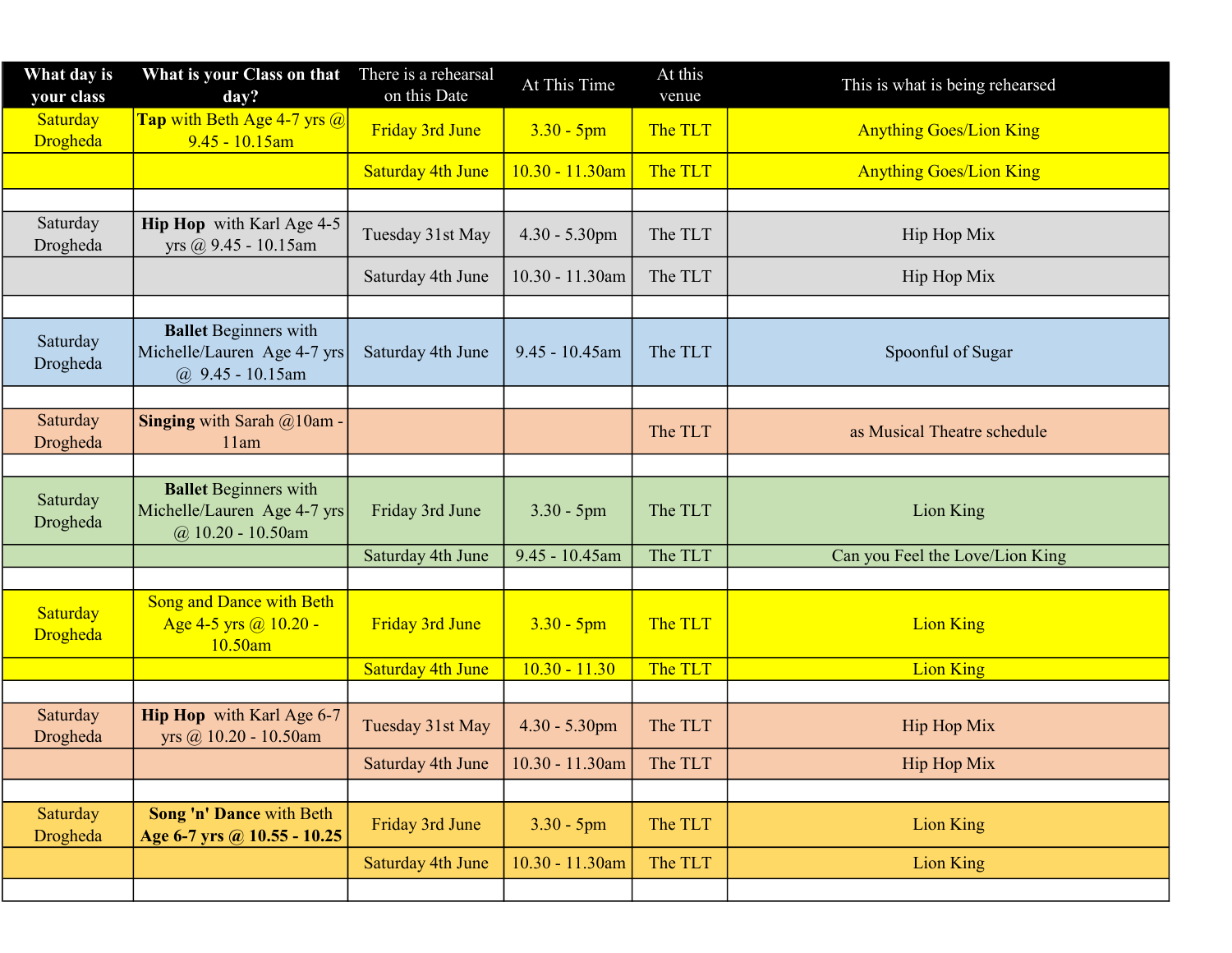| What day is your class | What is your Class on that day? | There is a rehearsal on this Date | At This Time | At this venue | This is what is being rehearsed |
|---|---|---|---|---|---|
| Saturday Drogheda | **Tap** with Beth Age 4-7 yrs @ 9.45 - 10.15am | Friday 3rd June | 3.30 - 5pm | The TLT | Anything Goes/Lion King |
| | | Saturday 4th June | 10.30 - 11.30am | The TLT | Anything Goes/Lion King |
| | | | | | |
| Saturday Drogheda | **Hip Hop** with Karl Age 4-5 yrs @ 9.45 - 10.15am | Tuesday 31st May | 4.30 - 5.30pm | The TLT | Hip Hop Mix |
| | | Saturday 4th June | 10.30 - 11.30am | The TLT | Hip Hop Mix |
| | | | | | |
| Saturday Drogheda | **Ballet** Beginners with Michelle/Lauren Age 4-7 yrs @ 9.45 - 10.15am | Saturday 4th June | 9.45 - 10.45am | The TLT | Spoonful of Sugar |
| | | | | | |
| Saturday Drogheda | **Singing** with Sarah @10am - 11am | | | The TLT | as Musical Theatre schedule |
| | | | | | |
| Saturday Drogheda | **Ballet** Beginners with Michelle/Lauren Age 4-7 yrs @ 10.20 - 10.50am | Friday 3rd June | 3.30 - 5pm | The TLT | Lion King |
| | | Saturday 4th June | 9.45 - 10.45am | The TLT | Can you Feel the Love/Lion King |
| | | | | | |
| Saturday Drogheda | Song and Dance with Beth Age 4-5 yrs @ 10.20 - 10.50am | Friday 3rd June | 3.30 - 5pm | The TLT | Lion King |
| | | Saturday 4th June | 10.30 - 11.30 | The TLT | Lion King |
| | | | | | |
| Saturday Drogheda | **Hip Hop** with Karl Age 6-7 yrs @ 10.20 - 10.50am | Tuesday 31st May | 4.30 - 5.30pm | The TLT | Hip Hop Mix |
| | | Saturday 4th June | 10.30 - 11.30am | The TLT | Hip Hop Mix |
| | | | | | |
| Saturday Drogheda | **Song 'n' Dance** with Beth **Age 6-7 yrs @ 10.55 - 10.25** | Friday 3rd June | 3.30 - 5pm | The TLT | Lion King |
| | | Saturday 4th June | 10.30 - 11.30am | The TLT | Lion King |
| | | | | | |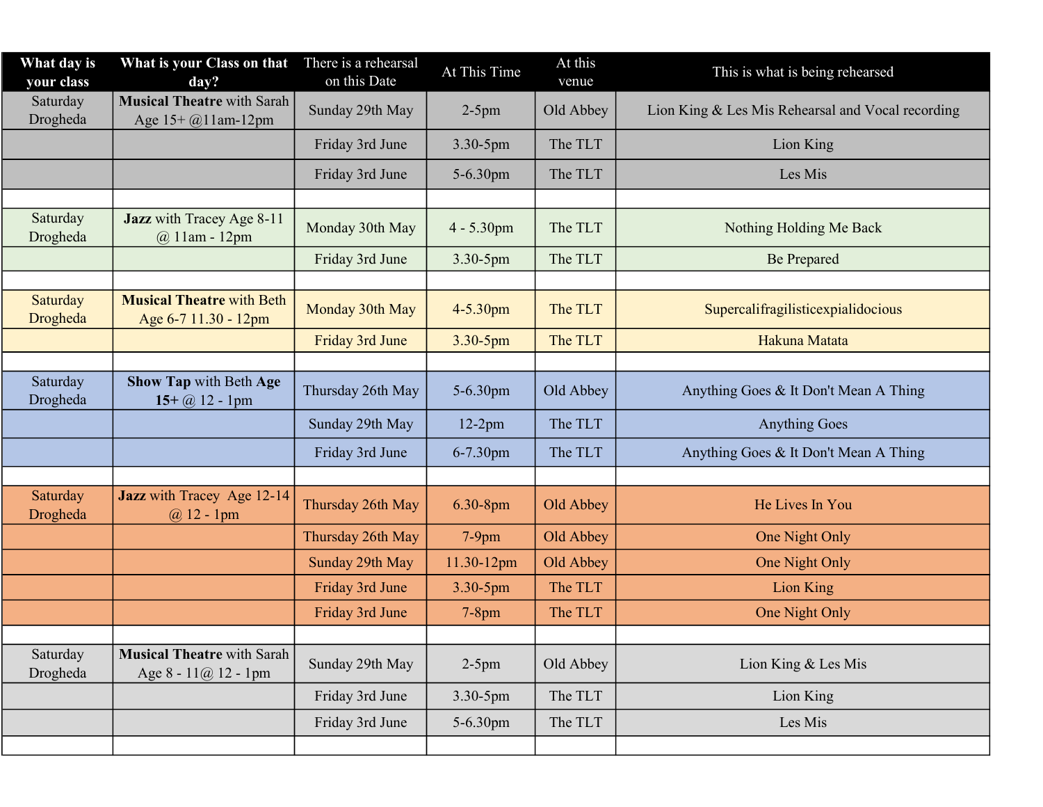| What day is your class | What is your Class on that day? | There is a rehearsal on this Date | At This Time | At this venue | This is what is being rehearsed |
|---|---|---|---|---|---|
| Saturday Drogheda | **Musical Theatre** with Sarah Age 15+ @11am-12pm | Sunday 29th May | 2-5pm | Old Abbey | Lion King & Les Mis Rehearsal and Vocal recording |
| | | Friday 3rd June | 3.30-5pm | The TLT | Lion King |
| | | Friday 3rd June | 5-6.30pm | The TLT | Les Mis |
| | | | | | |
| Saturday Drogheda | **Jazz** with Tracey Age 8-11 @ 11am - 12pm | Monday 30th May | 4 - 5.30pm | The TLT | Nothing Holding Me Back |
| | | Friday 3rd June | 3.30-5pm | The TLT | Be Prepared |
| | | | | | |
| Saturday Drogheda | **Musical Theatre** with Beth Age 6-7 11.30 - 12pm | Monday 30th May | 4-5.30pm | The TLT | Supercalifragilisticexpialidocious |
| | | Friday 3rd June | 3.30-5pm | The TLT | Hakuna Matata |
| | | | | | |
| Saturday Drogheda | **Show Tap** with Beth **Age 15+** @ 12 - 1pm | Thursday 26th May | 5-6.30pm | Old Abbey | Anything Goes & It Don't Mean A Thing |
| | | Sunday 29th May | 12-2pm | The TLT | Anything Goes |
| | | Friday 3rd June | 6-7.30pm | The TLT | Anything Goes & It Don't Mean A Thing |
| | | | | | |
| Saturday Drogheda | **Jazz** with Tracey Age 12-14 @ 12 - 1pm | Thursday 26th May | 6.30-8pm | Old Abbey | He Lives In You |
| | | Thursday 26th May | 7-9pm | Old Abbey | One Night Only |
| | | Sunday 29th May | 11.30-12pm | Old Abbey | One Night Only |
| | | Friday 3rd June | 3.30-5pm | The TLT | Lion King |
| | | Friday 3rd June | 7-8pm | The TLT | One Night Only |
| | | | | | |
| Saturday Drogheda | **Musical Theatre** with Sarah Age 8 - 11@ 12 - 1pm | Sunday 29th May | 2-5pm | Old Abbey | Lion King & Les Mis |
| | | Friday 3rd June | 3.30-5pm | The TLT | Lion King |
| | | Friday 3rd June | 5-6.30pm | The TLT | Les Mis |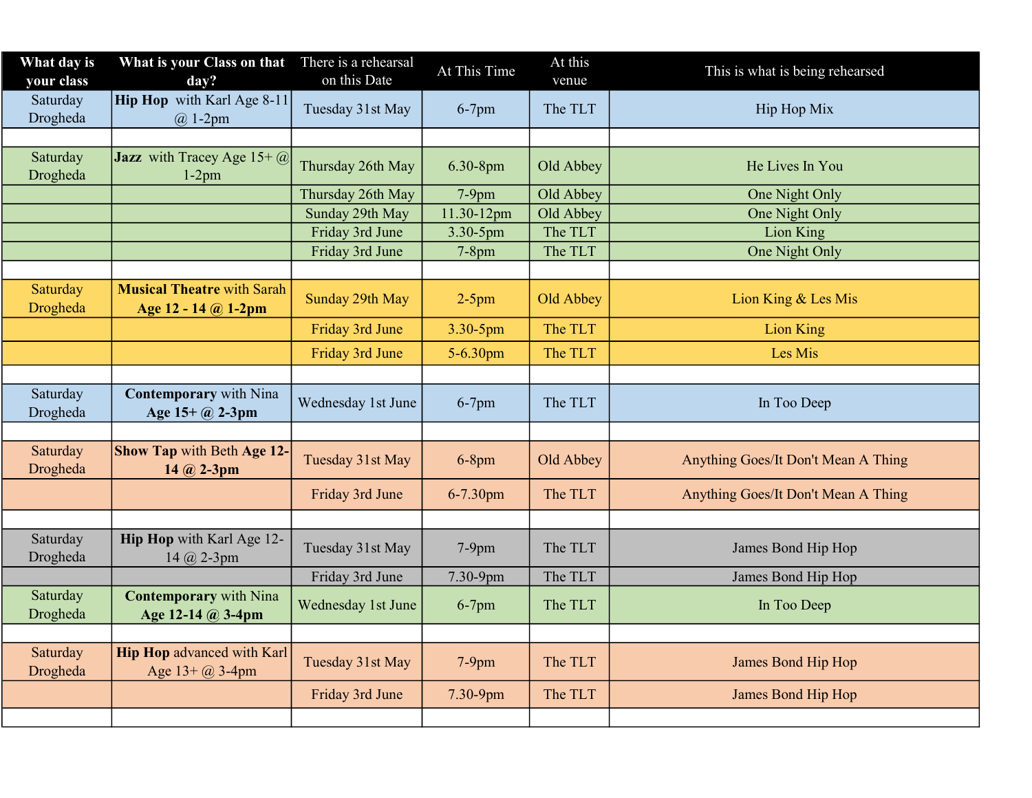| What day is your class | What is your Class on that day? | There is a rehearsal on this Date | At This Time | At this venue | This is what is being rehearsed |
|---|---|---|---|---|---|
| Saturday Drogheda | **Hip Hop** with Karl Age 8-11 @ 1-2pm | Tuesday 31st May | 6-7pm | The TLT | Hip Hop Mix |
| | | | | | |
| Saturday Drogheda | **Jazz** with Tracey Age 15+ @ 1-2pm | Thursday 26th May | 6.30-8pm | Old Abbey | He Lives In You |
| | | Thursday 26th May | 7-9pm | Old Abbey | One Night Only |
| | | Sunday 29th May | 11.30-12pm | Old Abbey | One Night Only |
| | | Friday 3rd June | 3.30-5pm | The TLT | Lion King |
| | | Friday 3rd June | 7-8pm | The TLT | One Night Only |
| | | | | | |
| Saturday Drogheda | **Musical Theatre** with Sarah **Age 12 - 14 @ 1-2pm** | Sunday 29th May | 2-5pm | Old Abbey | Lion King & Les Mis |
| | | Friday 3rd June | 3.30-5pm | The TLT | Lion King |
| | | Friday 3rd June | 5-6.30pm | The TLT | Les Mis |
| | | | | | |
| Saturday Drogheda | **Contemporary** with Nina **Age 15+ @ 2-3pm** | Wednesday 1st June | 6-7pm | The TLT | In Too Deep |
| | | | | | |
| Saturday Drogheda | **Show Tap** with Beth **Age 12-14 @ 2-3pm** | Tuesday 31st May | 6-8pm | Old Abbey | Anything Goes/It Don't Mean A Thing |
| | | Friday 3rd June | 6-7.30pm | The TLT | Anything Goes/It Don't Mean A Thing |
| | | | | | |
| Saturday Drogheda | **Hip Hop** with Karl Age 12-14 @ 2-3pm | Tuesday 31st May | 7-9pm | The TLT | James Bond Hip Hop |
| | | Friday 3rd June | 7.30-9pm | The TLT | James Bond Hip Hop |
| Saturday Drogheda | **Contemporary** with Nina **Age 12-14 @ 3-4pm** | Wednesday 1st June | 6-7pm | The TLT | In Too Deep |
| | | | | | |
| Saturday Drogheda | **Hip Hop** advanced with Karl Age 13+ @ 3-4pm | Tuesday 31st May | 7-9pm | The TLT | James Bond Hip Hop |
| | | Friday 3rd June | 7.30-9pm | The TLT | James Bond Hip Hop |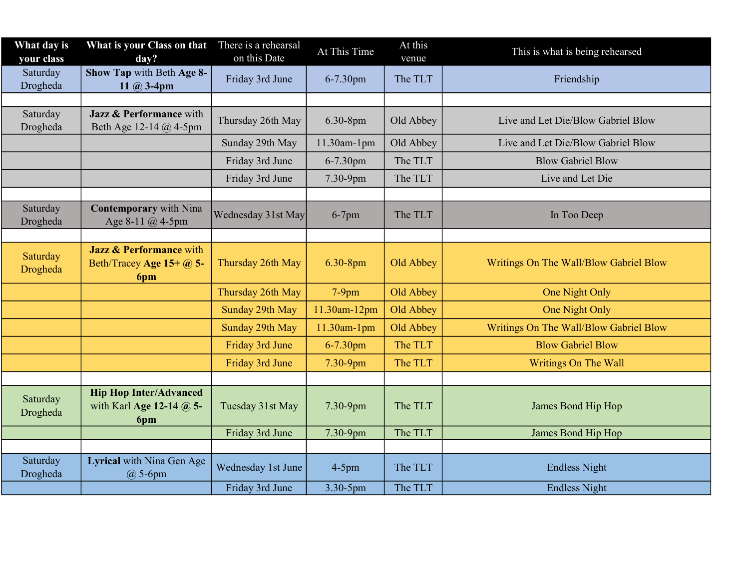| What day is your class | What is your Class on that day? | There is a rehearsal on this Date | At This Time | At this venue | This is what is being rehearsed |
|---|---|---|---|---|---|
| Saturday Drogheda | **Show Tap** with Beth **Age 8-11 @ 3-4pm** | Friday 3rd June | 6-7.30pm | The TLT | Friendship |
| | | | | | |
| Saturday Drogheda | **Jazz & Performance** with Beth Age 12-14 @ 4-5pm | Thursday 26th May | 6.30-8pm | Old Abbey | Live and Let Die/Blow Gabriel Blow |
| | | Sunday 29th May | 11.30am-1pm | Old Abbey | Live and Let Die/Blow Gabriel Blow |
| | | Friday 3rd June | 6-7.30pm | The TLT | Blow Gabriel Blow |
| | | Friday 3rd June | 7.30-9pm | The TLT | Live and Let Die |
| | | | | | |
| Saturday Drogheda | **Contemporary** with Nina Age 8-11 @ 4-5pm | Wednesday 31st May | 6-7pm | The TLT | In Too Deep |
| | | | | | |
| Saturday Drogheda | **Jazz & Performance** with Beth/Tracey **Age 15+ @ 5-6pm** | Thursday 26th May | 6.30-8pm | Old Abbey | Writings On The Wall/Blow Gabriel Blow |
| | | Thursday 26th May | 7-9pm | Old Abbey | One Night Only |
| | | Sunday 29th May | 11.30am-12pm | Old Abbey | One Night Only |
| | | Sunday 29th May | 11.30am-1pm | Old Abbey | Writings On The Wall/Blow Gabriel Blow |
| | | Friday 3rd June | 6-7.30pm | The TLT | Blow Gabriel Blow |
| | | Friday 3rd June | 7.30-9pm | The TLT | Writings On The Wall |
| | | | | | |
| Saturday Drogheda | **Hip Hop Inter/Advanced** with Karl **Age 12-14 @ 5-6pm** | Tuesday 31st May | 7.30-9pm | The TLT | James Bond Hip Hop |
| | | Friday 3rd June | 7.30-9pm | The TLT | James Bond Hip Hop |
| | | | | | |
| Saturday Drogheda | **Lyrical** with Nina Gen Age @ 5-6pm | Wednesday 1st June | 4-5pm | The TLT | Endless Night |
| | | Friday 3rd June | 3.30-5pm | The TLT | Endless Night |